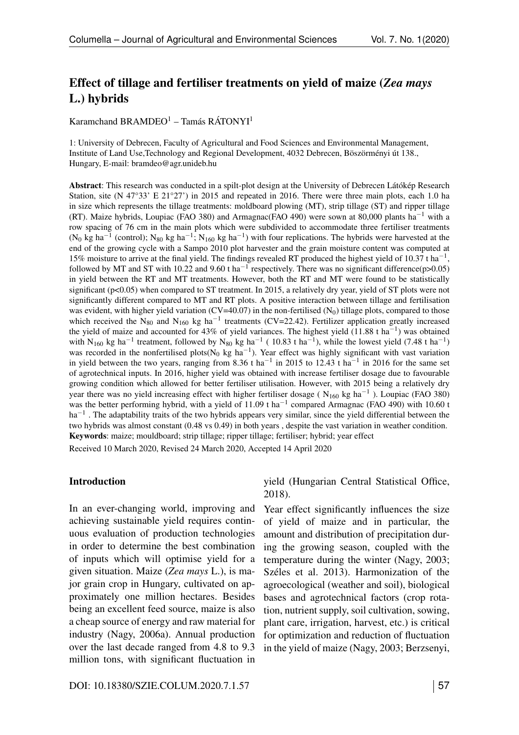# Effect of tillage and fertiliser treatments on yield of maize (*Zea mays* L.) hybrids

Karamchand BRAMDEO[1] – Tamás RÁTONYI[1]

1: University of Debrecen, Faculty of Agricultural and Food Sciences and Environmental Management, Institute of Land Use,Technology and Regional Development, 4032 Debrecen, Böszörményi út 138., Hungary, E-mail: bramdeo@agr.unideb.hu

**Abstract**: This research was conducted in a spilt-plot design at the University of Debrecen Látókép Research Station, site (N 47°33' E 21°27') in 2015 and repeated in 2016. There were three main plots, each 1.0 ha in size which represents the tillage treatments: moldboard plowing (MT), strip tillage (ST) and ripper tillage (RT). Maize hybrids, Loupiac (FAO 380) and Armagnac(FAO 490) were sown at 80,000 plants $ha^{-1}$ with a row spacing of 76 cm in the main plots which were subdivided to accommodate three fertiliser treatments ($N_0$ kg $ha^{-1}$ (control); $N_{80}$ kg $ha^{-1}$; $N_{160}$ kg $ha^{-1}$) with four replications. The hybrids were harvested at the end of the growing cycle with a Sampo 2010 plot harvester and the grain moisture content was computed at 15% moisture to arrive at the final yield. The findings revealed RT produced the highest yield of 10.37 t $ha^{-1}$, followed by MT and ST with 10.22 and 9.60 t $ha^{-1}$ respectively. There was no significant difference($p>0.05$) in yield between the RT and MT treatments. However, both the RT and MT were found to be statistically significant ($p<0.05$) when compared to ST treatment. In 2015, a relatively dry year, yield of ST plots were not significantly different compared to MT and RT plots. A positive interaction between tillage and fertilisation was evident, with higher yield variation (CV=40.07) in the non-fertilised ($N_0$) tillage plots, compared to those which received the $N_{80}$ and $N_{160}$ kg $ha^{-1}$ treatments (CV=22.42). Fertilizer application greatly increased the yield of maize and accounted for 43% of yield variances. The highest yield (11.88 t $ha^{-1}$) was obtained with $N_{160}$ kg $ha^{-1}$ treatment, followed by $N_{80}$ kg $ha^{-1}$ ( 10.83 t $ha^{-1}$), while the lowest yield (7.48 t $ha^{-1}$) was recorded in the nonfertilised plots($N_0$ kg $ha^{-1}$). Year effect was highly significant with vast variation in yield between the two years, ranging from 8.36 t $ha^{-1}$ in 2015 to 12.43 t $ha^{-1}$ in 2016 for the same set of agrotechnical inputs. In 2016, higher yield was obtained with increase fertiliser dosage due to favourable growing condition which allowed for better fertiliser utilisation. However, with 2015 being a relatively dry year there was no yield increasing effect with higher fertiliser dosage ( $N_{160}$ kg $ha^{-1}$ ). Loupiac (FAO 380) was the better performing hybrid, with a yield of 11.09 t $ha^{-1}$ compared Armagnac (FAO 490) with 10.60 t $ha^{-1}$ . The adaptability traits of the two hybrids appears very similar, since the yield differential between the two hybrids was almost constant (0.48 vs 0.49) in both years , despite the vast variation in weather condition.

**Keywords**: maize; mouldboard; strip tillage; ripper tillage; fertiliser; hybrid; year effect

Received 10 March 2020, Revised 24 March 2020, Accepted 14 April 2020

## Introduction

In an ever-changing world, improving and achieving sustainable yield requires continuous evaluation of production technologies in order to determine the best combination of inputs which will optimise yield for a given situation. Maize (*Zea mays* L.), is major grain crop in Hungary, cultivated on approximately one million hectares. Besides being an excellent feed source, maize is also a cheap source of energy and raw material for industry (Nagy, 2006a). Annual production over the last decade ranged from 4.8 to 9.3 million tons, with significant fluctuation in yield (Hungarian Central Statistical Office, 2018).

Year effect significantly influences the size of yield of maize and in particular, the amount and distribution of precipitation during the growing season, coupled with the temperature during the winter (Nagy, 2003; Széles et al. 2013). Harmonization of the agroecological (weather and soil), biological bases and agrotechnical factors (crop rotation, nutrient supply, soil cultivation, sowing, plant care, irrigation, harvest, etc.) is critical for optimization and reduction of fluctuation in the yield of maize (Nagy, 2003; Berzsenyi,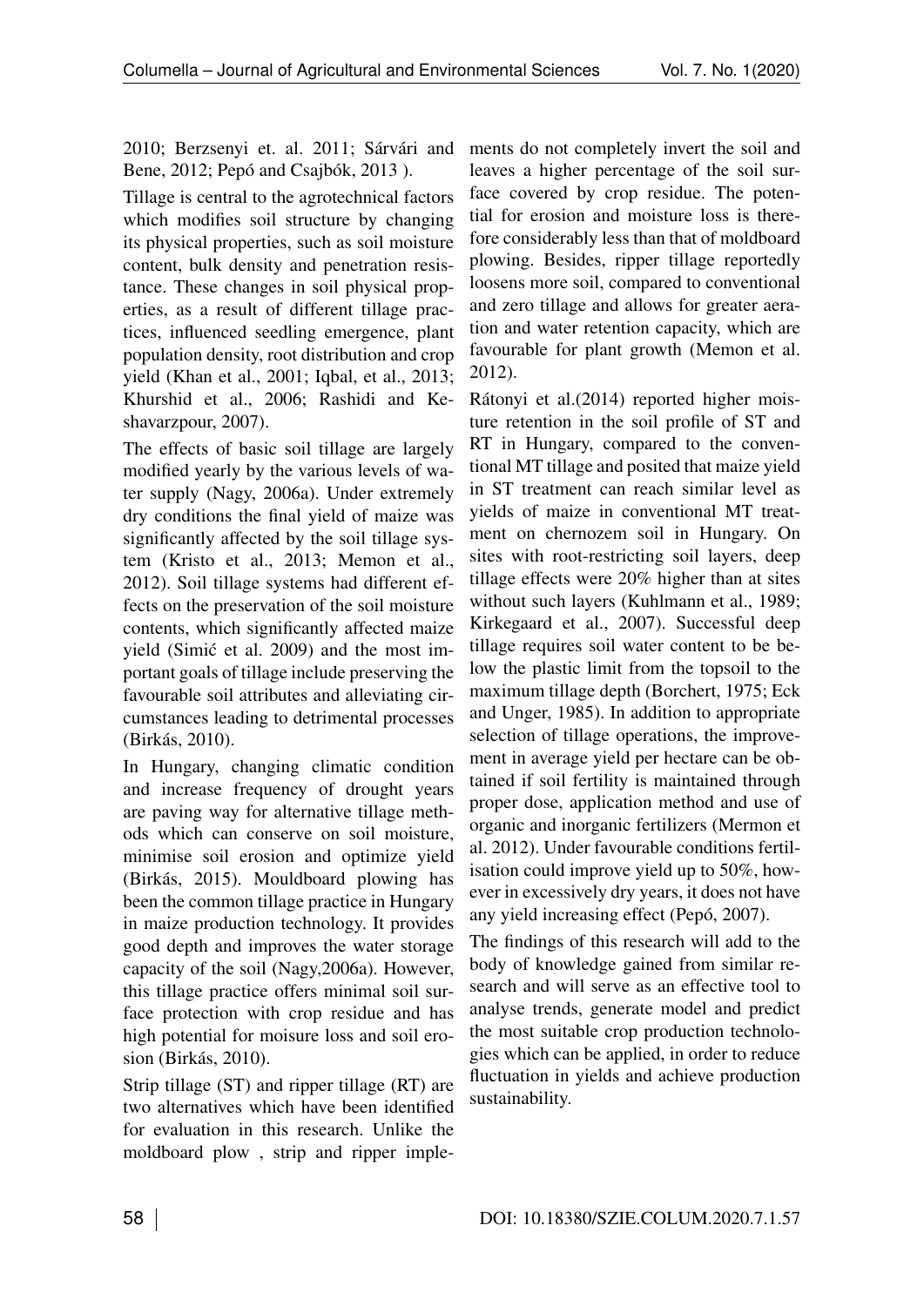2010; Berzsenyi et. al. 2011; Sárvári and Bene, 2012; Pepó and Csajbók, 2013 ).

Tillage is central to the agrotechnical factors which modifies soil structure by changing its physical properties, such as soil moisture content, bulk density and penetration resistance. These changes in soil physical properties, as a result of different tillage practices, influenced seedling emergence, plant population density, root distribution and crop yield (Khan et al., 2001; Iqbal, et al., 2013; Khurshid et al., 2006; Rashidi and Keshavarzpour, 2007).

The effects of basic soil tillage are largely modified yearly by the various levels of water supply (Nagy, 2006a). Under extremely dry conditions the final yield of maize was significantly affected by the soil tillage system (Kristo et al., 2013; Memon et al., 2012). Soil tillage systems had different effects on the preservation of the soil moisture contents, which significantly affected maize yield (Simić et al. 2009) and the most important goals of tillage include preserving the favourable soil attributes and alleviating circumstances leading to detrimental processes (Birkás, 2010).

In Hungary, changing climatic condition and increase frequency of drought years are paving way for alternative tillage methods which can conserve on soil moisture, minimise soil erosion and optimize yield (Birkás, 2015). Mouldboard plowing has been the common tillage practice in Hungary in maize production technology. It provides good depth and improves the water storage capacity of the soil (Nagy,2006a). However, this tillage practice offers minimal soil surface protection with crop residue and has high potential for moisure loss and soil erosion (Birkás, 2010).

Strip tillage (ST) and ripper tillage (RT) are two alternatives which have been identified for evaluation in this research. Unlike the moldboard plow , strip and ripper implements do not completely invert the soil and leaves a higher percentage of the soil surface covered by crop residue. The potential for erosion and moisture loss is therefore considerably less than that of moldboard plowing. Besides, ripper tillage reportedly loosens more soil, compared to conventional and zero tillage and allows for greater aeration and water retention capacity, which are favourable for plant growth (Memon et al. 2012).

Rátonyi et al.(2014) reported higher moisture retention in the soil profile of ST and RT in Hungary, compared to the conventional MT tillage and posited that maize yield in ST treatment can reach similar level as yields of maize in conventional MT treatment on chernozem soil in Hungary. On sites with root-restricting soil layers, deep tillage effects were 20% higher than at sites without such layers (Kuhlmann et al., 1989; Kirkegaard et al., 2007). Successful deep tillage requires soil water content to be below the plastic limit from the topsoil to the maximum tillage depth (Borchert, 1975; Eck and Unger, 1985). In addition to appropriate selection of tillage operations, the improvement in average yield per hectare can be obtained if soil fertility is maintained through proper dose, application method and use of organic and inorganic fertilizers (Mermon et al. 2012). Under favourable conditions fertilisation could improve yield up to 50%, however in excessively dry years, it does not have any yield increasing effect (Pepó, 2007).

The findings of this research will add to the body of knowledge gained from similar research and will serve as an effective tool to analyse trends, generate model and predict the most suitable crop production technologies which can be applied, in order to reduce fluctuation in yields and achieve production sustainability.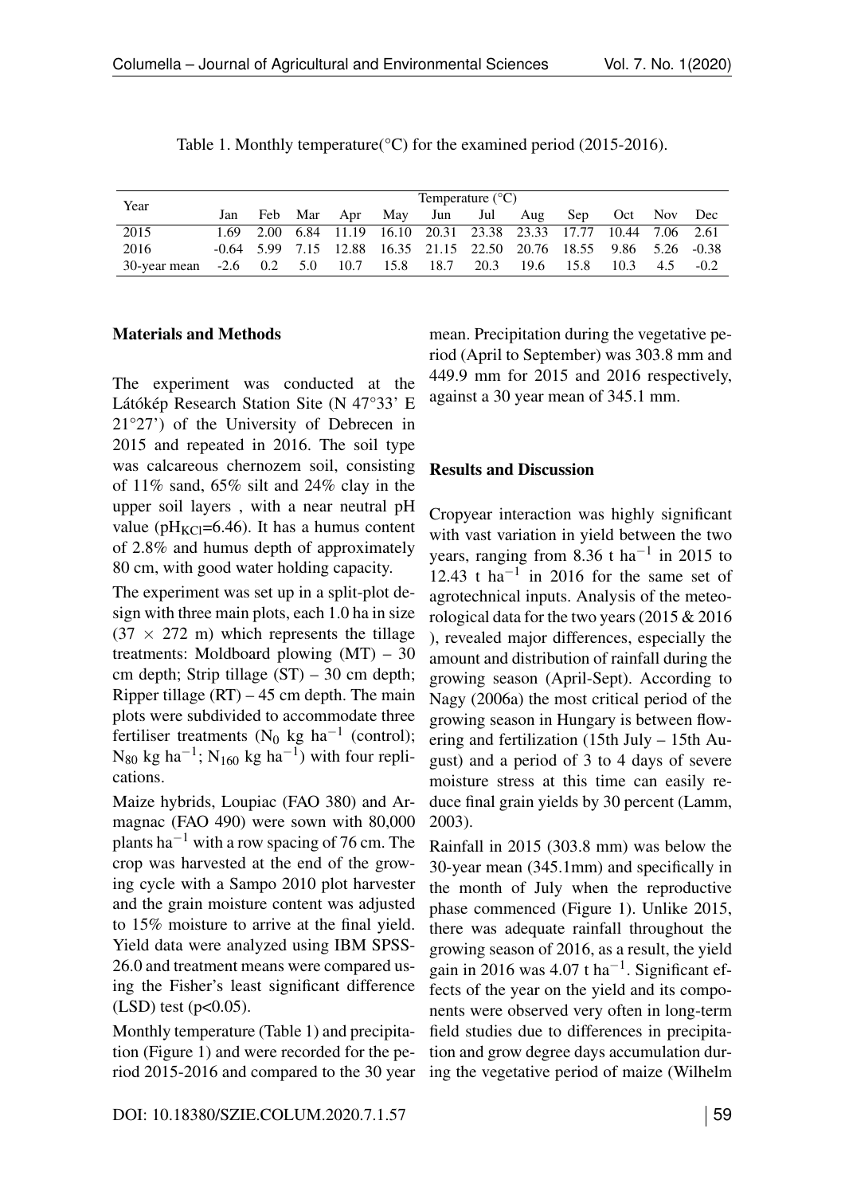Table 1. Monthly temperature(°C) for the examined period (2015-2016).

| Year | Temperature (°C) | | | | | | | | | | | |
|---|---|---|---|---|---|---|---|---|---|---|---|---|
| | Jan | Feb | Mar | Apr | May | Jun | Jul | Aug | Sep | Oct | Nov | Dec |
| 2015 | 1.69 | 2.00 | 6.84 | 11.19 | 16.10 | 20.31 | 23.38 | 23.33 | 17.77 | 10.44 | 7.06 | 2.61 |
| 2016 | -0.64 | 5.99 | 7.15 | 12.88 | 16.35 | 21.15 | 22.50 | 20.76 | 18.55 | 9.86 | 5.26 | -0.38 |
| 30-year mean | -2.6 | 0.2 | 5.0 | 10.7 | 15.8 | 18.7 | 20.3 | 19.6 | 15.8 | 10.3 | 4.5 | -0.2 |

## Materials and Methods

The experiment was conducted at the Látókép Research Station Site (N 47°33' E 21°27') of the University of Debrecen in 2015 and repeated in 2016. The soil type was calcareous chernozem soil, consisting of 11% sand, 65% silt and 24% clay in the upper soil layers , with a near neutral pH value ($pH_{KCl}$=6.46). It has a humus content of 2.8% and humus depth of approximately 80 cm, with good water holding capacity.

The experiment was set up in a split-plot design with three main plots, each 1.0 ha in size ($37 \times 272$ m) which represents the tillage treatments: Moldboard plowing (MT) – 30 cm depth; Strip tillage (ST) – 30 cm depth; Ripper tillage (RT) – 45 cm depth. The main plots were subdivided to accommodate three fertiliser treatments ($N_0$ kg ha$^{-1}$ (control); $N_{80}$ kg ha$^{-1}$; $N_{160}$ kg ha$^{-1}$) with four replications.

Maize hybrids, Loupiac (FAO 380) and Armagnac (FAO 490) were sown with 80,000 plants ha$^{-1}$ with a row spacing of 76 cm. The crop was harvested at the end of the growing cycle with a Sampo 2010 plot harvester and the grain moisture content was adjusted to 15% moisture to arrive at the final yield. Yield data were analyzed using IBM SPSS-26.0 and treatment means were compared using the Fisher's least significant difference (LSD) test ($p<0.05$).

Monthly temperature (Table 1) and precipitation (Figure 1) and were recorded for the period 2015-2016 and compared to the 30 year mean. Precipitation during the vegetative period (April to September) was 303.8 mm and 449.9 mm for 2015 and 2016 respectively, against a 30 year mean of 345.1 mm.

## Results and Discussion

Cropyear interaction was highly significant with vast variation in yield between the two years, ranging from 8.36 t ha$^{-1}$ in 2015 to 12.43 t ha$^{-1}$ in 2016 for the same set of agrotechnical inputs. Analysis of the meteorological data for the two years (2015 & 2016 ), revealed major differences, especially the amount and distribution of rainfall during the growing season (April-Sept). According to Nagy (2006a) the most critical period of the growing season in Hungary is between flowering and fertilization (15th July – 15th August) and a period of 3 to 4 days of severe moisture stress at this time can easily reduce final grain yields by 30 percent (Lamm, 2003).

Rainfall in 2015 (303.8 mm) was below the 30-year mean (345.1mm) and specifically in the month of July when the reproductive phase commenced (Figure 1). Unlike 2015, there was adequate rainfall throughout the growing season of 2016, as a result, the yield gain in 2016 was 4.07 t ha$^{-1}$. Significant effects of the year on the yield and its components were observed very often in long-term field studies due to differences in precipitation and grow degree days accumulation during the vegetative period of maize (Wilhelm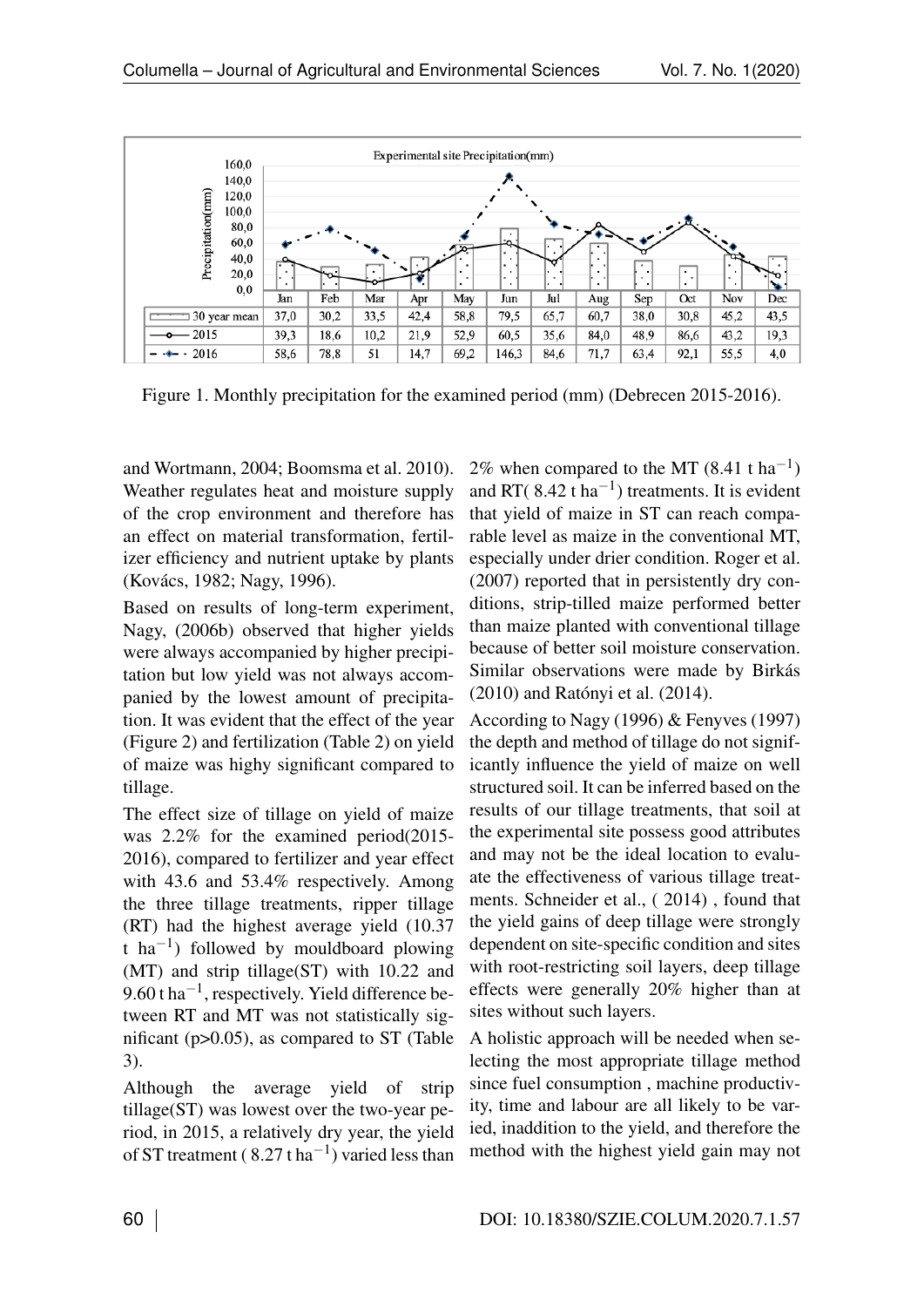Experimental site Precipitation(mm)

| | Jan | Feb | Mar | Apr | May | Jun | Jul | Aug | Sep | Oct | Nov | Dec |
|---|---|---|---|---|---|---|---|---|---|---|---|---|
| 30 year mean | 37,0 | 30,2 | 33,5 | 42,4 | 58,8 | 79,5 | 65,7 | 60,7 | 38,0 | 30,8 | 45,2 | 43,5 |
| 2015 | 39,3 | 18,6 | 10,2 | 21,9 | 52,9 | 60,5 | 35,6 | 84,0 | 48,9 | 86,6 | 43,2 | 19,3 |
| 2016 | 58,6 | 78,8 | 51 | 14,7 | 69,2 | 146,3 | 84,6 | 71,7 | 63,4 | 92,1 | 55,5 | 4,0 |

Figure 1. Monthly precipitation for the examined period (mm) (Debrecen 2015-2016).

and Wortmann, 2004; Boomsma et al. 2010). Weather regulates heat and moisture supply of the crop environment and therefore has an effect on material transformation, fertilizer efficiency and nutrient uptake by plants (Kovács, 1982; Nagy, 1996).

Based on results of long-term experiment, Nagy, (2006b) observed that higher yields were always accompanied by higher precipitation but low yield was not always accompanied by the lowest amount of precipitation. It was evident that the effect of the year (Figure 2) and fertilization (Table 2) on yield of maize was highy significant compared to tillage.

The effect size of tillage on yield of maize was 2.2% for the examined period(2015-2016), compared to fertilizer and year effect with 43.6 and 53.4% respectively. Among the three tillage treatments, ripper tillage (RT) had the highest average yield (10.37 t $ha^{-1}$) followed by mouldboard plowing (MT) and strip tillage(ST) with 10.22 and 9.60 t $ha^{-1}$, respectively. Yield difference between RT and MT was not statistically significant ($p>0.05$), as compared to ST (Table 3).

Although the average yield of strip tillage(ST) was lowest over the two-year period, in 2015, a relatively dry year, the yield of ST treatment ( 8.27 t $ha^{-1}$) varied less than 2% when compared to the MT (8.41 t $ha^{-1}$) and RT( 8.42 t $ha^{-1}$) treatments. It is evident that yield of maize in ST can reach comparable level as maize in the conventional MT, especially under drier condition. Roger et al. (2007) reported that in persistently dry conditions, strip-tilled maize performed better than maize planted with conventional tillage because of better soil moisture conservation. Similar observations were made by Birkás (2010) and Ratónyi et al. (2014).

According to Nagy (1996) & Fenyves (1997) the depth and method of tillage do not significantly influence the yield of maize on well structured soil. It can be inferred based on the results of our tillage treatments, that soil at the experimental site possess good attributes and may not be the ideal location to evaluate the effectiveness of various tillage treatments. Schneider et al., ( 2014) , found that the yield gains of deep tillage were strongly dependent on site-specific condition and sites with root-restricting soil layers, deep tillage effects were generally 20% higher than at sites without such layers.

A holistic approach will be needed when selecting the most appropriate tillage method since fuel consumption , machine productivity, time and labour are all likely to be varied, inaddition to the yield, and therefore the method with the highest yield gain may not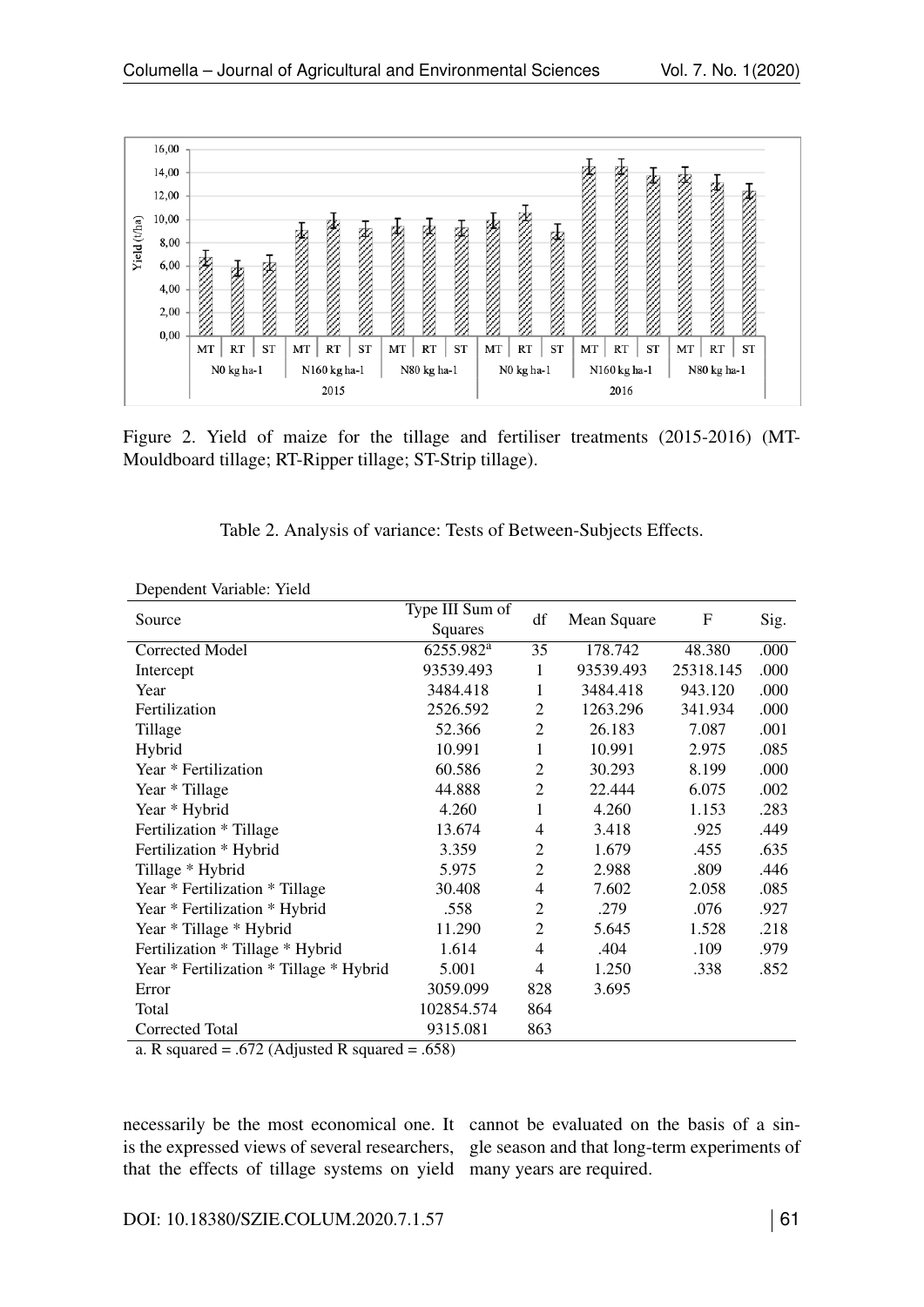Figure 2. Yield of maize for the tillage and fertiliser treatments (2015-2016) (MT-Mouldboard tillage; RT-Ripper tillage; ST-Strip tillage).

Table 2. Analysis of variance: Tests of Between-Subjects Effects.

Dependent Variable: Yield

| Source | Type III Sum of Squares | df | Mean Square | F | Sig. |
|---|---|---|---|---|---|
| Corrected Model | 6255.982[a] | 35 | 178.742 | 48.380 | .000 |
| Intercept | 93539.493 | 1 | 93539.493 | 25318.145 | .000 |
| Year | 3484.418 | 1 | 3484.418 | 943.120 | .000 |
| Fertilization | 2526.592 | 2 | 1263.296 | 341.934 | .000 |
| Tillage | 52.366 | 2 | 26.183 | 7.087 | .001 |
| Hybrid | 10.991 | 1 | 10.991 | 2.975 | .085 |
| Year * Fertilization | 60.586 | 2 | 30.293 | 8.199 | .000 |
| Year * Tillage | 44.888 | 2 | 22.444 | 6.075 | .002 |
| Year * Hybrid | 4.260 | 1 | 4.260 | 1.153 | .283 |
| Fertilization * Tillage | 13.674 | 4 | 3.418 | .925 | .449 |
| Fertilization * Hybrid | 3.359 | 2 | 1.679 | .455 | .635 |
| Tillage * Hybrid | 5.975 | 2 | 2.988 | .809 | .446 |
| Year * Fertilization * Tillage | 30.408 | 4 | 7.602 | 2.058 | .085 |
| Year * Fertilization * Hybrid | .558 | 2 | .279 | .076 | .927 |
| Year * Tillage * Hybrid | 11.290 | 2 | 5.645 | 1.528 | .218 |
| Fertilization * Tillage * Hybrid | 1.614 | 4 | .404 | .109 | .979 |
| Year * Fertilization * Tillage * Hybrid | 5.001 | 4 | 1.250 | .338 | .852 |
| Error | 3059.099 | 828 | 3.695 | | |
| Total | 102854.574 | 864 | | | |
| Corrected Total | 9315.081 | 863 | | | |

a. R squared = .672 (Adjusted R squared = .658)

necessarily be the most economical one. It is the expressed views of several researchers, that the effects of tillage systems on yield cannot be evaluated on the basis of a single season and that long-term experiments of many years are required.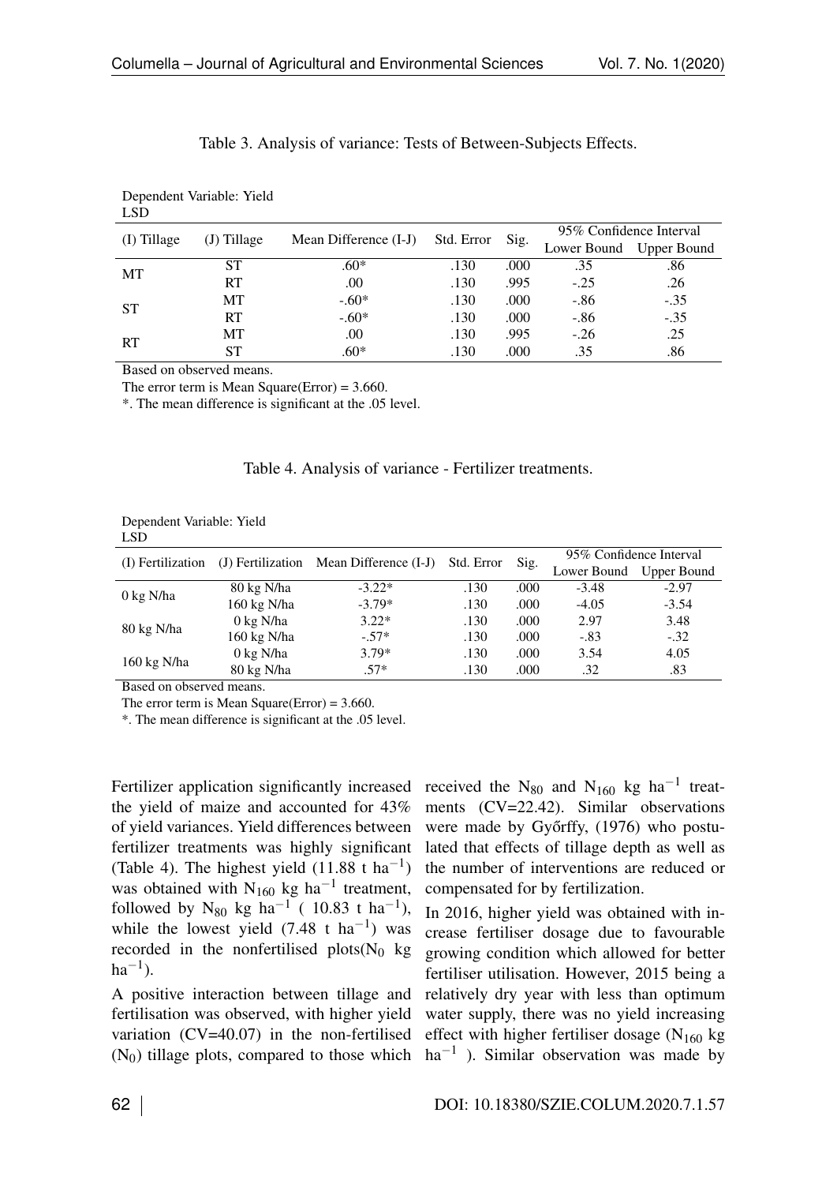Table 3. Analysis of variance: Tests of Between-Subjects Effects.

Dependent Variable: Yield
LSD

| (I) Tillage | (J) Tillage | Mean Difference (I-J) | Std. Error | Sig. | 95% Confidence Interval | |
|---|---|---|---|---|---|---|
| | | | | | Lower Bound | Upper Bound |
| MT | ST | .60* | .130 | .000 | .35 | .86 |
| | RT | .00 | .130 | .995 | -.25 | .26 |
| ST | MT | -.60* | .130 | .000 | -.86 | -.35 |
| | RT | -.60* | .130 | .000 | -.86 | -.35 |
| RT | MT | .00 | .130 | .995 | -.26 | .25 |
| | ST | .60* | .130 | .000 | .35 | .86 |

Based on observed means.

The error term is Mean Square(Error) = 3.660.

*. The mean difference is significant at the .05 level.

Table 4. Analysis of variance - Fertilizer treatments.

Dependent Variable: Yield
LSD

| (I) Fertilization | (J) Fertilization | Mean Difference (I-J) | Std. Error | Sig. | 95% Confidence Interval | |
|---|---|---|---|---|---|---|
| | | | | | Lower Bound | Upper Bound |
| 0 kg N/ha | 80 kg N/ha | -3.22* | .130 | .000 | -3.48 | -2.97 |
| | 160 kg N/ha | -3.79* | .130 | .000 | -4.05 | -3.54 |
| 80 kg N/ha | 0 kg N/ha | 3.22* | .130 | .000 | 2.97 | 3.48 |
| | 160 kg N/ha | -.57* | .130 | .000 | -.83 | -.32 |
| 160 kg N/ha | 0 kg N/ha | 3.79* | .130 | .000 | 3.54 | 4.05 |
| | 80 kg N/ha | .57* | .130 | .000 | .32 | .83 |

Based on observed means.

The error term is Mean Square(Error) = 3.660.

*. The mean difference is significant at the .05 level.

Fertilizer application significantly increased the yield of maize and accounted for 43% of yield variances. Yield differences between fertilizer treatments was highly significant (Table 4). The highest yield (11.88 t $ha^{-1}$) was obtained with $N_{160}$ kg $ha^{-1}$ treatment, followed by $N_{80}$ kg $ha^{-1}$ ( 10.83 t $ha^{-1}$), while the lowest yield (7.48 t $ha^{-1}$) was recorded in the nonfertilised plots($N_0$ kg $ha^{-1}$).

A positive interaction between tillage and fertilisation was observed, with higher yield variation (CV=40.07) in the non-fertilised ($N_0$) tillage plots, compared to those which received the $N_{80}$ and $N_{160}$ kg $ha^{-1}$ treatments (CV=22.42). Similar observations were made by Győrffy, (1976) who postulated that effects of tillage depth as well as the number of interventions are reduced or compensated for by fertilization.

In 2016, higher yield was obtained with increase fertiliser dosage due to favourable growing condition which allowed for better fertiliser utilisation. However, 2015 being a relatively dry year with less than optimum water supply, there was no yield increasing effect with higher fertiliser dosage ($N_{160}$ kg $ha^{-1}$ ). Similar observation was made by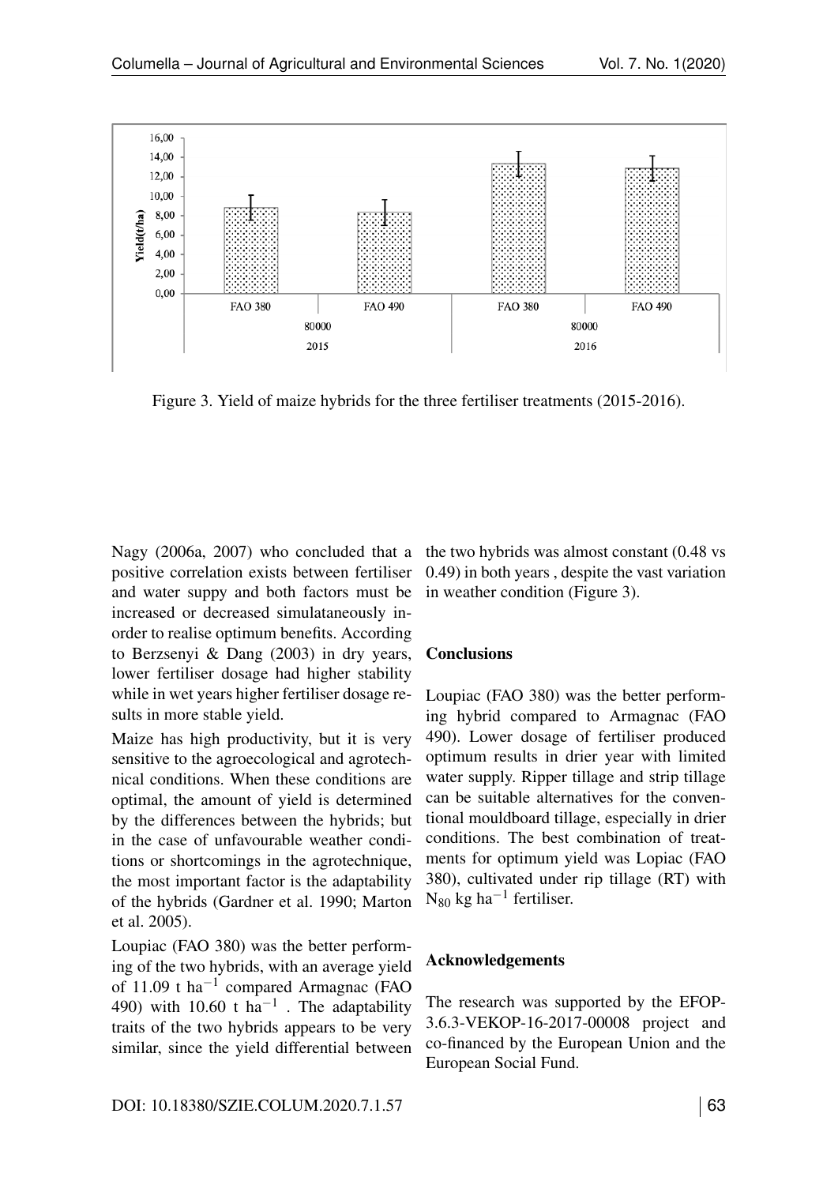Figure 3. Yield of maize hybrids for the three fertiliser treatments (2015-2016).

Nagy (2006a, 2007) who concluded that a positive correlation exists between fertiliser and water suppy and both factors must be increased or decreased simulataneously inorder to realise optimum benefits. According to Berzsenyi & Dang (2003) in dry years, lower fertiliser dosage had higher stability while in wet years higher fertiliser dosage results in more stable yield.

Maize has high productivity, but it is very sensitive to the agroecological and agrotechnical conditions. When these conditions are optimal, the amount of yield is determined by the differences between the hybrids; but in the case of unfavourable weather conditions or shortcomings in the agrotechnique, the most important factor is the adaptability of the hybrids (Gardner et al. 1990; Marton et al. 2005).

Loupiac (FAO 380) was the better performing of the two hybrids, with an average yield of 11.09 t $ha^{-1}$ compared Armagnac (FAO 490) with 10.60 t $ha^{-1}$ . The adaptability traits of the two hybrids appears to be very similar, since the yield differential between the two hybrids was almost constant (0.48 vs 0.49) in both years , despite the vast variation in weather condition (Figure 3).

## Conclusions

Loupiac (FAO 380) was the better performing hybrid compared to Armagnac (FAO 490). Lower dosage of fertiliser produced optimum results in drier year with limited water supply. Ripper tillage and strip tillage can be suitable alternatives for the conventional mouldboard tillage, especially in drier conditions. The best combination of treatments for optimum yield was Lopiac (FAO 380), cultivated under rip tillage (RT) with $N_{80}$ kg $ha^{-1}$ fertiliser.

## Acknowledgements

The research was supported by the EFOP-3.6.3-VEKOP-16-2017-00008 project and co-financed by the European Union and the European Social Fund.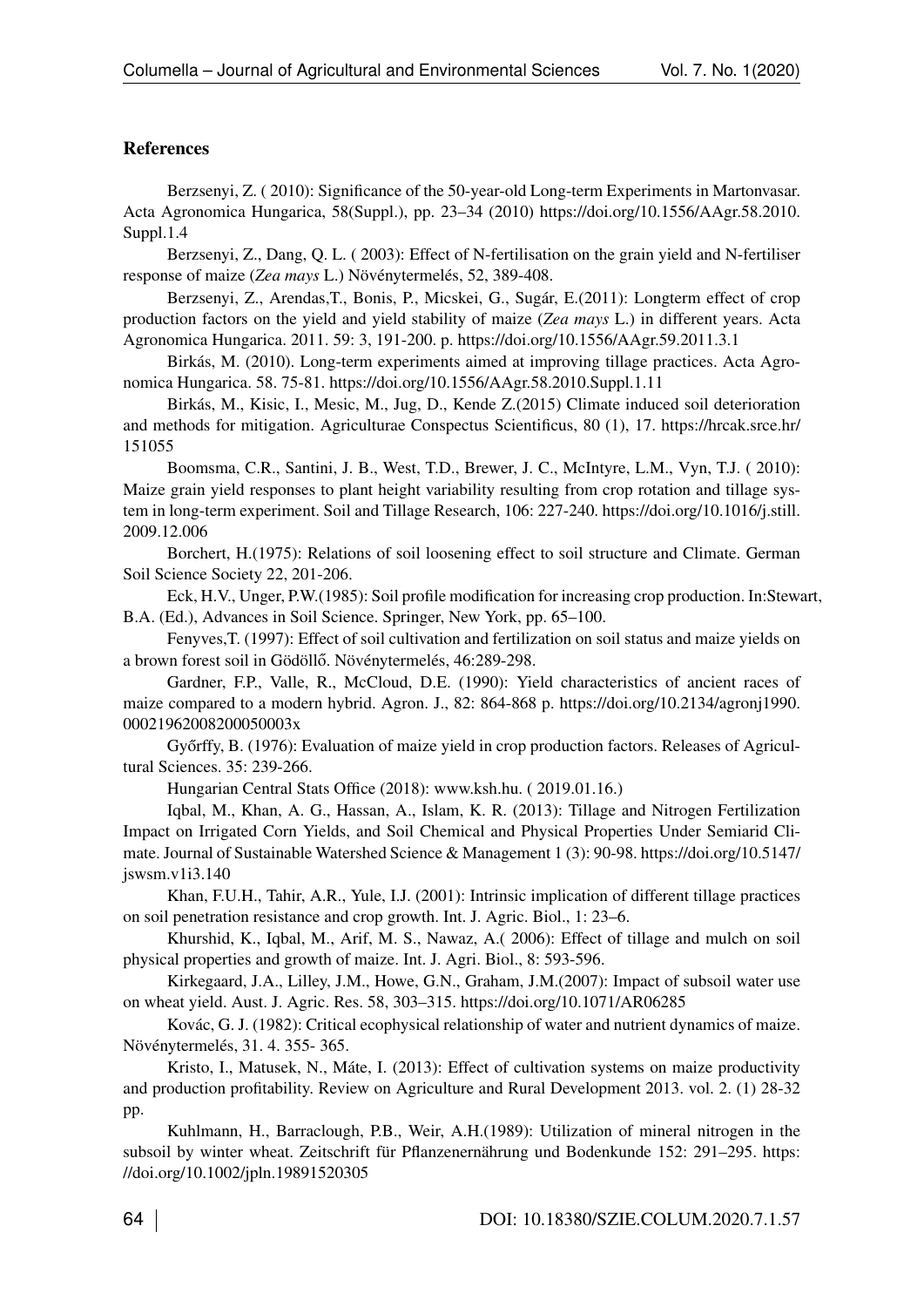## References

Berzsenyi, Z. ( 2010): Significance of the 50-year-old Long-term Experiments in Martonvasar. Acta Agronomica Hungarica, 58(Suppl.), pp. 23–34 (2010) https://doi.org/10.1556/AAgr.58.2010.Suppl.1.4

Berzsenyi, Z., Dang, Q. L. ( 2003): Effect of N-fertilisation on the grain yield and N-fertiliser response of maize (*Zea mays* L.) Növénytermelés, 52, 389-408.

Berzsenyi, Z., Arendas,T., Bonis, P., Micskei, G., Sugár, E.(2011): Longterm effect of crop production factors on the yield and yield stability of maize (*Zea mays* L.) in different years. Acta Agronomica Hungarica. 2011. 59: 3, 191-200. p. https://doi.org/10.1556/AAgr.59.2011.3.1

Birkás, M. (2010). Long-term experiments aimed at improving tillage practices. Acta Agronomica Hungarica. 58. 75-81. https://doi.org/10.1556/AAgr.58.2010.Suppl.1.11

Birkás, M., Kisic, I., Mesic, M., Jug, D., Kende Z.(2015) Climate induced soil deterioration and methods for mitigation. Agriculturae Conspectus Scientificus, 80 (1), 17. https://hrcak.srce.hr/151055

Boomsma, C.R., Santini, J. B., West, T.D., Brewer, J. C., McIntyre, L.M., Vyn, T.J. ( 2010): Maize grain yield responses to plant height variability resulting from crop rotation and tillage system in long-term experiment. Soil and Tillage Research, 106: 227-240. https://doi.org/10.1016/j.still.2009.12.006

Borchert, H.(1975): Relations of soil loosening effect to soil structure and Climate. German Soil Science Society 22, 201-206.

Eck, H.V., Unger, P.W.(1985): Soil profile modification for increasing crop production. In:Stewart, B.A. (Ed.), Advances in Soil Science. Springer, New York, pp. 65–100.

Fenyves,T. (1997): Effect of soil cultivation and fertilization on soil status and maize yields on a brown forest soil in Gödöllő. Növénytermelés, 46:289-298.

Gardner, F.P., Valle, R., McCloud, D.E. (1990): Yield characteristics of ancient races of maize compared to a modern hybrid. Agron. J., 82: 864-868 p. https://doi.org/10.2134/agronj1990.00021962008200050003x

Győrffy, B. (1976): Evaluation of maize yield in crop production factors. Releases of Agricultural Sciences. 35: 239-266.

Hungarian Central Stats Office (2018): www.ksh.hu. ( 2019.01.16.)

Iqbal, M., Khan, A. G., Hassan, A., Islam, K. R. (2013): Tillage and Nitrogen Fertilization Impact on Irrigated Corn Yields, and Soil Chemical and Physical Properties Under Semiarid Climate. Journal of Sustainable Watershed Science & Management 1 (3): 90-98. https://doi.org/10.5147/jswsm.v1i3.140

Khan, F.U.H., Tahir, A.R., Yule, I.J. (2001): Intrinsic implication of different tillage practices on soil penetration resistance and crop growth. Int. J. Agric. Biol., 1: 23–6.

Khurshid, K., Iqbal, M., Arif, M. S., Nawaz, A.( 2006): Effect of tillage and mulch on soil physical properties and growth of maize. Int. J. Agri. Biol., 8: 593-596.

Kirkegaard, J.A., Lilley, J.M., Howe, G.N., Graham, J.M.(2007): Impact of subsoil water use on wheat yield. Aust. J. Agric. Res. 58, 303–315. https://doi.org/10.1071/AR06285

Kovác, G. J. (1982): Critical ecophysical relationship of water and nutrient dynamics of maize. Növénytermelés, 31. 4. 355- 365.

Kristo, I., Matusek, N., Máte, I. (2013): Effect of cultivation systems on maize productivity and production profitability. Review on Agriculture and Rural Development 2013. vol. 2. (1) 28-32 pp.

Kuhlmann, H., Barraclough, P.B., Weir, A.H.(1989): Utilization of mineral nitrogen in the subsoil by winter wheat. Zeitschrift für Pflanzenernährung und Bodenkunde 152: 291–295. https://doi.org/10.1002/jpln.19891520305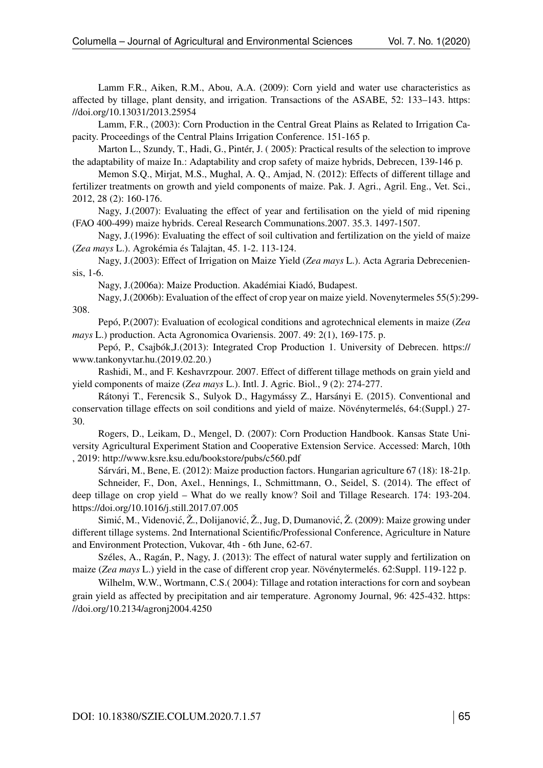Lamm F.R., Aiken, R.M., Abou, A.A. (2009): Corn yield and water use characteristics as affected by tillage, plant density, and irrigation. Transactions of the ASABE, 52: 133–143. https://doi.org/10.13031/2013.25954

Lamm, F.R., (2003): Corn Production in the Central Great Plains as Related to Irrigation Capacity. Proceedings of the Central Plains Irrigation Conference. 151-165 p.

Marton L., Szundy, T., Hadi, G., Pintér, J. ( 2005): Practical results of the selection to improve the adaptability of maize In.: Adaptability and crop safety of maize hybrids, Debrecen, 139-146 p.

Memon S.Q., Mirjat, M.S., Mughal, A. Q., Amjad, N. (2012): Effects of different tillage and fertilizer treatments on growth and yield components of maize. Pak. J. Agri., Agril. Eng., Vet. Sci., 2012, 28 (2): 160-176.

Nagy, J.(2007): Evaluating the effect of year and fertilisation on the yield of mid ripening (FAO 400-499) maize hybrids. Cereal Research Communations.2007. 35.3. 1497-1507.

Nagy, J.(1996): Evaluating the effect of soil cultivation and fertilization on the yield of maize (*Zea mays* L.). Agrokémia és Talajtan, 45. 1-2. 113-124.

Nagy, J.(2003): Effect of Irrigation on Maize Yield (*Zea mays* L.). Acta Agraria Debreceniensis, 1-6.

Nagy, J.(2006a): Maize Production. Akadémiai Kiadó, Budapest.

Nagy, J.(2006b): Evaluation of the effect of crop year on maize yield. Novenytermeles 55(5):299-308.

Pepó, P.(2007): Evaluation of ecological conditions and agrotechnical elements in maize (*Zea mays* L.) production. Acta Agronomica Ovariensis. 2007. 49: 2(1), 169-175. p.

Pepó, P., Csajbók,J.(2013): Integrated Crop Production 1. University of Debrecen. https://www.tankonyvtar.hu.(2019.02.20.)

Rashidi, M., and F. Keshavrzpour. 2007. Effect of different tillage methods on grain yield and yield components of maize (*Zea mays* L.). Intl. J. Agric. Biol., 9 (2): 274-277.

Rátonyi T., Ferencsik S., Sulyok D., Hagymássy Z., Harsányi E. (2015). Conventional and conservation tillage effects on soil conditions and yield of maize. Növénytermelés, 64:(Suppl.) 27-30.

Rogers, D., Leikam, D., Mengel, D. (2007): Corn Production Handbook. Kansas State University Agricultural Experiment Station and Cooperative Extension Service. Accessed: March, 10th , 2019: http://www.ksre.ksu.edu/bookstore/pubs/c560.pdf

Sárvári, M., Bene, E. (2012): Maize production factors. Hungarian agriculture 67 (18): 18-21p.

Schneider, F., Don, Axel., Hennings, I., Schmittmann, O., Seidel, S. (2014). The effect of deep tillage on crop yield – What do we really know? Soil and Tillage Research. 174: 193-204. https://doi.org/10.1016/j.still.2017.07.005

Simić, M., Videnović, Ž., Dolijanović, Ž., Jug, D, Dumanović, Ž. (2009): Maize growing under different tillage systems. 2nd International Scientific/Professional Conference, Agriculture in Nature and Environment Protection, Vukovar, 4th - 6th June, 62-67.

Széles, A., Ragán, P., Nagy, J. (2013): The effect of natural water supply and fertilization on maize (*Zea mays* L.) yield in the case of different crop year. Növénytermelés. 62:Suppl. 119-122 p.

Wilhelm, W.W., Wortmann, C.S.( 2004): Tillage and rotation interactions for corn and soybean grain yield as affected by precipitation and air temperature. Agronomy Journal, 96: 425-432. https://doi.org/10.2134/agronj2004.4250